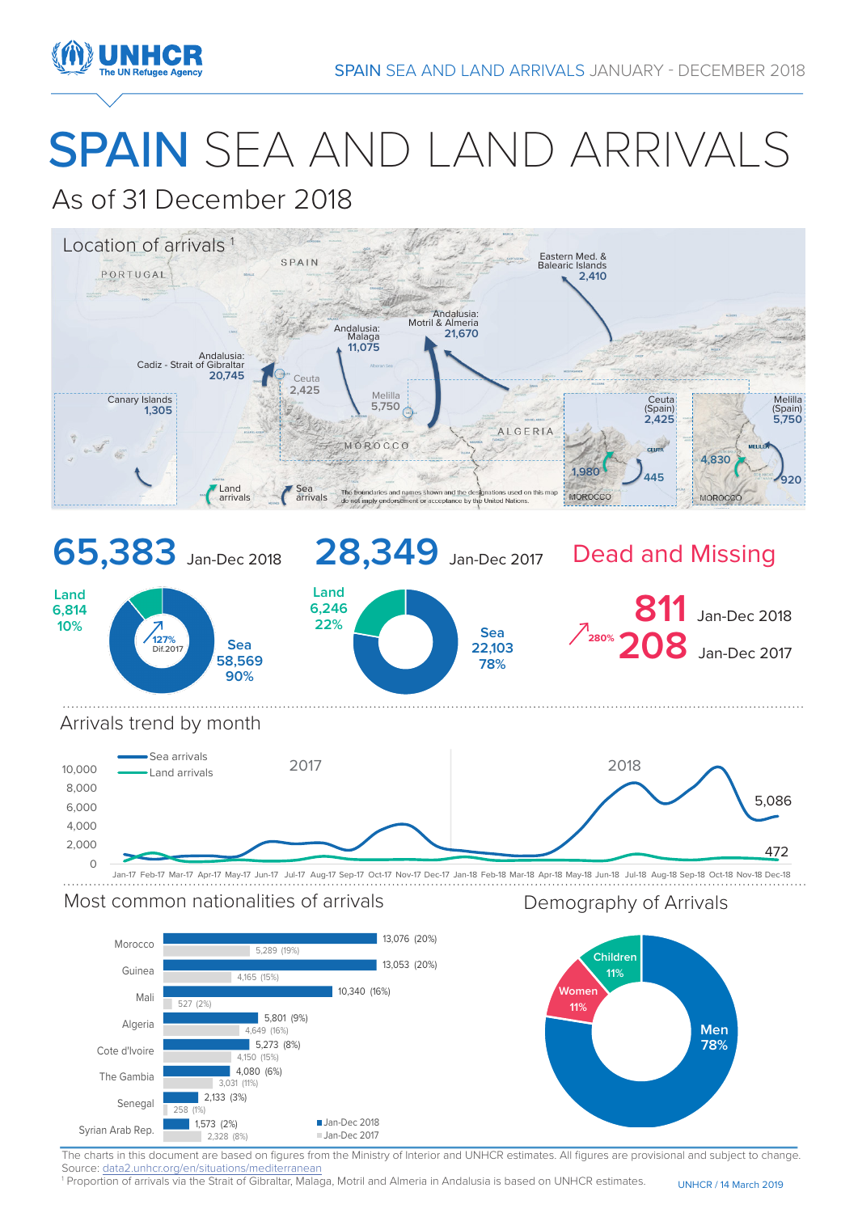# SPAIN SEA AND LAND ARRIVALS

## As of 31 December 2018

### Location of arrivals [1]

- Andalusia: Cadiz - Strait of Gibraltar: 20,745
- Andalusia: Malaga: 11,075
- Andalusia: Motril & Almeria: 21,670
- Eastern Med. & Balearic Islands: 2,410
- Canary Islands: 1,305
- Ceuta: 2,425
- Melilla: 5,750
- Ceuta (Spain): 2,425 — 1,980 / 445
- Melilla (Spain): 5,750 — 4,830 / 920

Land arrivals / Sea arrivals

The boundaries and names shown and the designations used on this map do not imply endorsement or acceptance by the United Nations.

## 65,383 Jan-Dec 2018

- Land: 6,814 (10%)
- Sea: 58,569 (90%)
- 127% Dif.2017

## 28,349 Jan-Dec 2017

- Land: 6,246 (22%)
- Sea: 22,103 (78%)

## Dead and Missing

- 811 Jan-Dec 2018
- 208 Jan-Dec 2017
- 280%

## Arrivals trend by month

Sea arrivals / Land arrivals — 2017, 2018. Dec-18: Sea 5,086; Land 472.

## Most common nationalities of arrivals

| Nationality | Jan-Dec 2018 | Jan-Dec 2017 |
|---|---|---|
| Morocco | 13,076 (20%) | 5,289 (19%) |
| Guinea | 13,053 (20%) | 4,165 (15%) |
| Mali | 10,340 (16%) | 527 (2%) |
| Algeria | 5,801 (9%) | 4,649 (16%) |
| Cote d'Ivoire | 5,273 (8%) | 4,150 (15%) |
| The Gambia | 4,080 (6%) | 3,031 (11%) |
| Senegal | 2,133 (3%) | 258 (1%) |
| Syrian Arab Rep. | 1,573 (2%) | 2,328 (8%) |

## Demography of Arrivals

- Men: 78%
- Women: 11%
- Children: 11%

The charts in this document are based on figures from the Ministry of Interior and UNHCR estimates. All figures are provisional and subject to change.
Source: data2.unhcr.org/en/situations/mediterranean

[1] Proportion of arrivals via the Strait of Gibraltar, Malaga, Motril and Almeria in Andalusia is based on UNHCR estimates.

UNHCR / 14 March 2019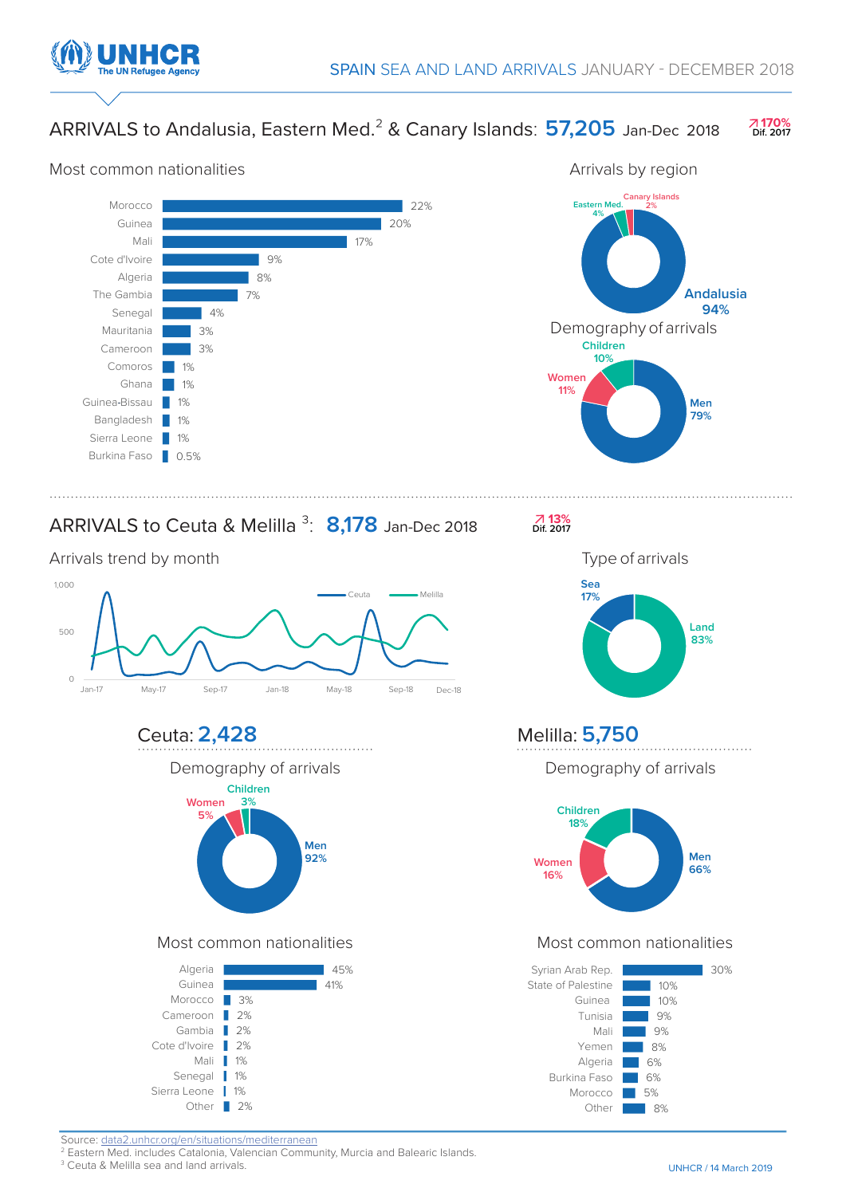# SPAIN SEA AND LAND ARRIVALS JANUARY - DECEMBER 2018

## ARRIVALS to Andalusia, Eastern Med.[2] & Canary Islands: 57,205 Jan-Dec 2018

↗170% Dif. 2017

### Most common nationalities

Morocco 22%
Guinea 20%
Mali 17%
Cote d'Ivoire 9%
Algeria 8%
The Gambia 7%
Senegal 4%
Mauritania 3%
Cameroon 3%
Comoros 1%
Ghana 1%
Guinea-Bissau 1%
Bangladesh 1%
Sierra Leone 1%
Burkina Faso 0.5%

### Arrivals by region

Canary Islands 2%
Eastern Med. 4%
Andalusia 94%

### Demography of arrivals

Children 10%
Women 11%
Men 79%

## ARRIVALS to Ceuta & Melilla [3]: 8,178 Jan-Dec 2018

↗13% Dif. 2017

### Arrivals trend by month

1,000
500
0
Ceuta
Melilla
Jan-17 May-17 Sep-17 Jan-18 May-18 Sep-18 Dec-18

### Type of arrivals

Sea 17%
Land 83%

## Ceuta: 2,428

### Demography of arrivals

Children 3%
Women 5%
Men 92%

### Most common nationalities

Algeria 45%
Guinea 41%
Morocco 3%
Cameroon 2%
Gambia 2%
Cote d'Ivoire 2%
Mali 1%
Senegal 1%
Sierra Leone 1%
Other 2%

## Melilla: 5,750

### Demography of arrivals

Children 18%
Women 16%
Men 66%

### Most common nationalities

Syrian Arab Rep. 30%
State of Palestine 10%
Guinea 10%
Tunisia 9%
Mali 9%
Yemen 8%
Algeria 6%
Burkina Faso 6%
Morocco 5%
Other 8%

Source: data2.unhcr.org/en/situations/mediterranean

[2] Eastern Med. includes Catalonia, Valencian Community, Murcia and Balearic Islands.

[3] Ceuta & Melilla sea and land arrivals.

UNHCR / 14 March 2019